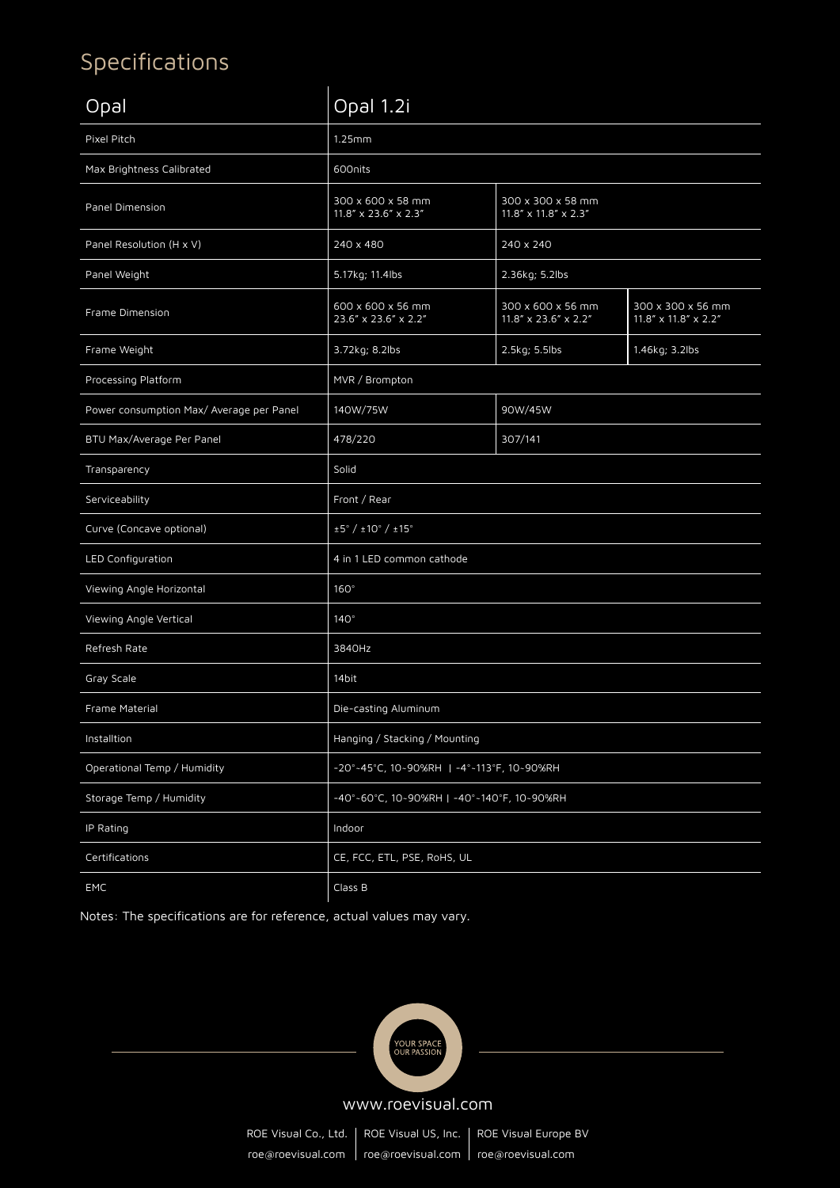# Specifications

| Opal | Opal 1.2i | | |
|---|---|---|---|
| Pixel Pitch | 1.25mm | | |
| Max Brightness Calibrated | 600nits | | |
| Panel Dimension | 300 x 600 x 58 mm<br>11.8" x 23.6" x 2.3" | 300 x 300 x 58 mm<br>11.8" x 11.8" x 2.3" | |
| Panel Resolution (H x V) | 240 x 480 | 240 x 240 | |
| Panel Weight | 5.17kg; 11.4lbs | 2.36kg; 5.2lbs | |
| Frame Dimension | 600 x 600 x 56 mm<br>23.6" x 23.6" x 2.2" | 300 x 600 x 56 mm<br>11.8" x 23.6" x 2.2" | 300 x 300 x 56 mm<br>11.8" x 11.8" x 2.2" |
| Frame Weight | 3.72kg; 8.2lbs | 2.5kg; 5.5lbs | 1.46kg; 3.2lbs |
| Processing Platform | MVR / Brompton | | |
| Power consumption Max/ Average per Panel | 140W/75W | 90W/45W | |
| BTU Max/Average Per Panel | 478/220 | 307/141 | |
| Transparency | Solid | | |
| Serviceability | Front / Rear | | |
| Curve (Concave optional) | ±5° / ±10° / ±15° | | |
| LED Configuration | 4 in 1 LED common cathode | | |
| Viewing Angle Horizontal | 160° | | |
| Viewing Angle Vertical | 140° | | |
| Refresh Rate | 3840Hz | | |
| Gray Scale | 14bit | | |
| Frame Material | Die-casting Aluminum | | |
| Installtion | Hanging / Stacking / Mounting | | |
| Operational Temp / Humidity | -20°-45°C, 10-90%RH \| -4°-113°F, 10-90%RH | | |
| Storage Temp / Humidity | -40°-60°C, 10-90%RH \| -40°-140°F, 10-90%RH | | |
| IP Rating | Indoor | | |
| Certifications | CE, FCC, ETL, PSE, RoHS, UL | | |
| EMC | Class B | | |

Notes: The specifications are for reference, actual values may vary.

YOUR SPACE OUR PASSION

www.roevisual.com

| ROE Visual Co., Ltd. | ROE Visual US, Inc. | ROE Visual Europe BV |
|---|---|---|
| roe@roevisual.com | roe@roevisual.com | roe@roevisual.com |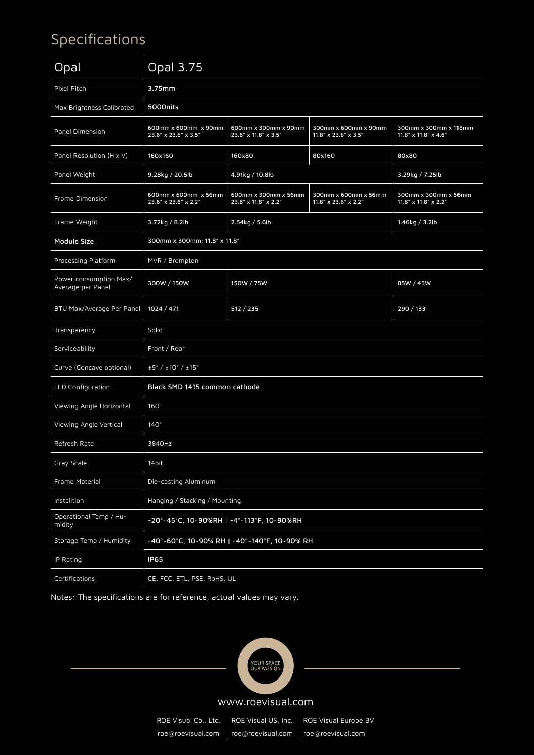# Specifications

| Opal | Opal 3.75 | | | |
|---|---|---|---|---|
| Pixel Pitch | 3.75mm | | | |
| Max Brightness Calibrated | 5000nits | | | |
| Panel Dimension | 600mm x 600mm x 90mm 23.6" x 23.6" x 3.5" | 600mm x 300mm x 90mm 23.6" x 11.8" x 3.5" | 300mm x 600mm x 90mm 11.8" x 23.6" x 3.5" | 300mm x 300mm x 118mm 11.8" x 11.8" x 4.6" |
| Panel Resolution (H x V) | 160x160 | 160x80 | 80x160 | 80x80 |
| Panel Weight | 9.28kg / 20.5lb | 4.91kg / 10.8lb | | 3.29kg / 7.25lb |
| Frame Dimension | 600mm x 600mm x 56mm 23.6" x 23.6" x 2.2" | 600mm x 300mm x 56mm 23.6" x 11.8" x 2.2" | 300mm x 600mm x 56mm 11.8" x 23.6" x 2.2" | 300mm x 300mm x 56mm 11.8" x 11.8" x 2.2" |
| Frame Weight | 3.72kg / 8.2lb | 2.54kg / 5.6lb | | 1.46kg / 3.2lb |
| Module Size | 300mm x 300mm; 11.8" x 11.8" | | | |
| Processing Platform | MVR / Brompton | | | |
| Power consumption Max/ Average per Panel | 300W / 150W | 150W / 75W | | 85W / 45W |
| BTU Max/Average Per Panel | 1024 / 471 | 512 / 235 | | 290 / 133 |
| Transparency | Solid | | | |
| Serviceability | Front / Rear | | | |
| Curve (Concave optional) | ±5° / ±10° / ±15° | | | |
| LED Configuration | Black SMD 1415 common cathode | | | |
| Viewing Angle Horizontal | 160° | | | |
| Viewing Angle Vertical | 140° | | | |
| Refresh Rate | 3840Hz | | | |
| Gray Scale | 14bit | | | |
| Frame Material | Die-casting Aluminum | | | |
| Installtion | Hanging / Stacking / Mounting | | | |
| Operational Temp / Humidity | -20°~45°C, 10~90%RH \| -4°~113°F, 10~90%RH | | | |
| Storage Temp / Humidity | -40°~60°C, 10~90% RH \| -40°~140°F, 10~90% RH | | | |
| IP Rating | IP65 | | | |
| Certifications | CE, FCC, ETL, PSE, RoHS, UL | | | |

Notes: The specifications are for reference, actual values may vary.

YOUR SPACE
OUR PASSION

www.roevisual.com

| ROE Visual Co., Ltd. | ROE Visual US, Inc. | ROE Visual Europe BV |
|---|---|---|
| roe@roevisual.com | roe@roevisual.com | roe@roevisual.com |